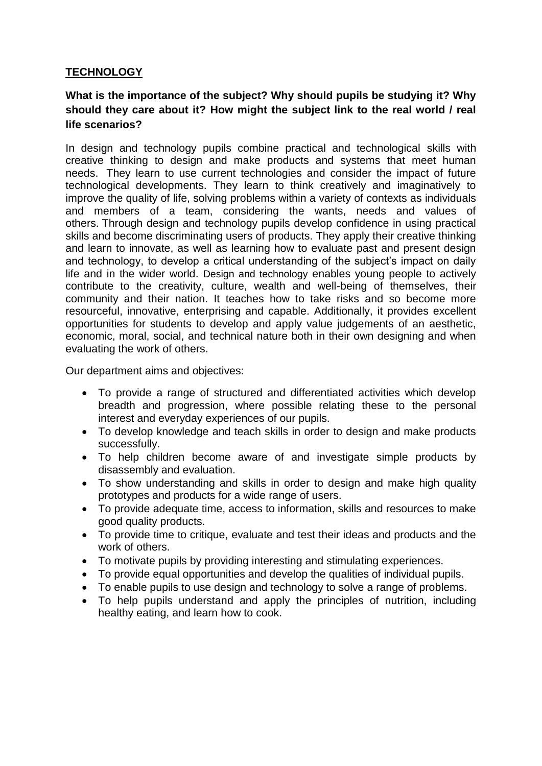## **TECHNOLOGY**

### What is the importance of the subject? Why should pupils be studying it? Why should they care about it? How might the subject link to the real world / real life scenarios?

In design and technology pupils combine practical and technological skills with creative thinking to design and make products and systems that meet human needs. They learn to use current technologies and consider the impact of future technological developments. They learn to think creatively and imaginatively to improve the quality of life, solving problems within a variety of contexts as individuals and members of a team, considering the wants, needs and values of others. Through design and technology pupils develop confidence in using practical skills and become discriminating users of products. They apply their creative thinking and learn to innovate, as well as learning how to evaluate past and present design and technology, to develop a critical understanding of the subject's impact on daily life and in the wider world. Design and technology enables young people to actively contribute to the creativity, culture, wealth and well-being of themselves, their community and their nation. It teaches how to take risks and so become more resourceful, innovative, enterprising and capable. Additionally, it provides excellent opportunities for students to develop and apply value judgements of an aesthetic, economic, moral, social, and technical nature both in their own designing and when evaluating the work of others.

Our department aims and objectives:

- To provide a range of structured and differentiated activities which develop breadth and progression, where possible relating these to the personal interest and everyday experiences of our pupils.
- To develop knowledge and teach skills in order to design and make products successfully.
- To help children become aware of and investigate simple products by disassembly and evaluation.
- To show understanding and skills in order to design and make high quality prototypes and products for a wide range of users.
- To provide adequate time, access to information, skills and resources to make good quality products.
- To provide time to critique, evaluate and test their ideas and products and the work of others.
- To motivate pupils by providing interesting and stimulating experiences.
- To provide equal opportunities and develop the qualities of individual pupils.
- To enable pupils to use design and technology to solve a range of problems.
- To help pupils understand and apply the principles of nutrition, including healthy eating, and learn how to cook.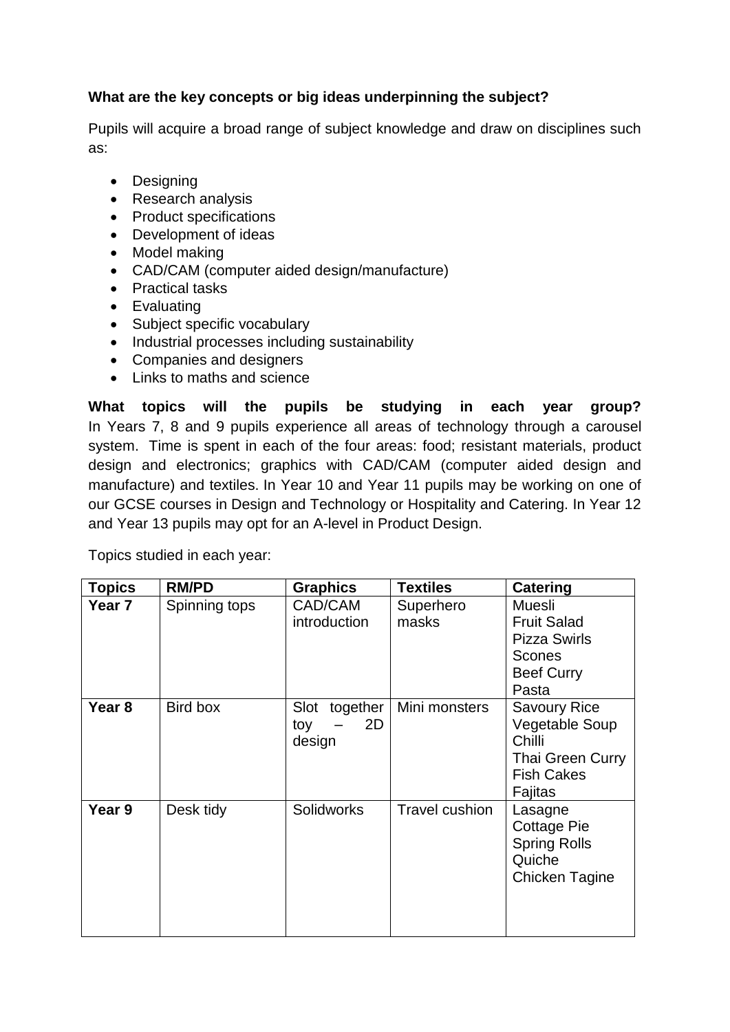**What are the key concepts or big ideas underpinning the subject?**

Pupils will acquire a broad range of subject knowledge and draw on disciplines such as:

- Designing
- Research analysis
- Product specifications
- Development of ideas
- Model making
- CAD/CAM (computer aided design/manufacture)
- Practical tasks
- Evaluating
- Subject specific vocabulary
- Industrial processes including sustainability
- Companies and designers
- Links to maths and science

**What topics will the pupils be studying in each year group?**
In Years 7, 8 and 9 pupils experience all areas of technology through a carousel system. Time is spent in each of the four areas: food; resistant materials, product design and electronics; graphics with CAD/CAM (computer aided design and manufacture) and textiles. In Year 10 and Year 11 pupils may be working on one of our GCSE courses in Design and Technology or Hospitality and Catering. In Year 12 and Year 13 pupils may opt for an A-level in Product Design.

Topics studied in each year:

| Topics | RM/PD | Graphics | Textiles | Catering |
|---|---|---|---|---|
| **Year 7** | Spinning tops | CAD/CAM introduction | Superhero masks | Muesli<br>Fruit Salad<br>Pizza Swirls<br>Scones<br>Beef Curry<br>Pasta |
| **Year 8** | Bird box | Slot together toy – 2D design | Mini monsters | Savoury Rice<br>Vegetable Soup<br>Chilli<br>Thai Green Curry<br>Fish Cakes<br>Fajitas |
| **Year 9** | Desk tidy | Solidworks | Travel cushion | Lasagne<br>Cottage Pie<br>Spring Rolls<br>Quiche<br>Chicken Tagine |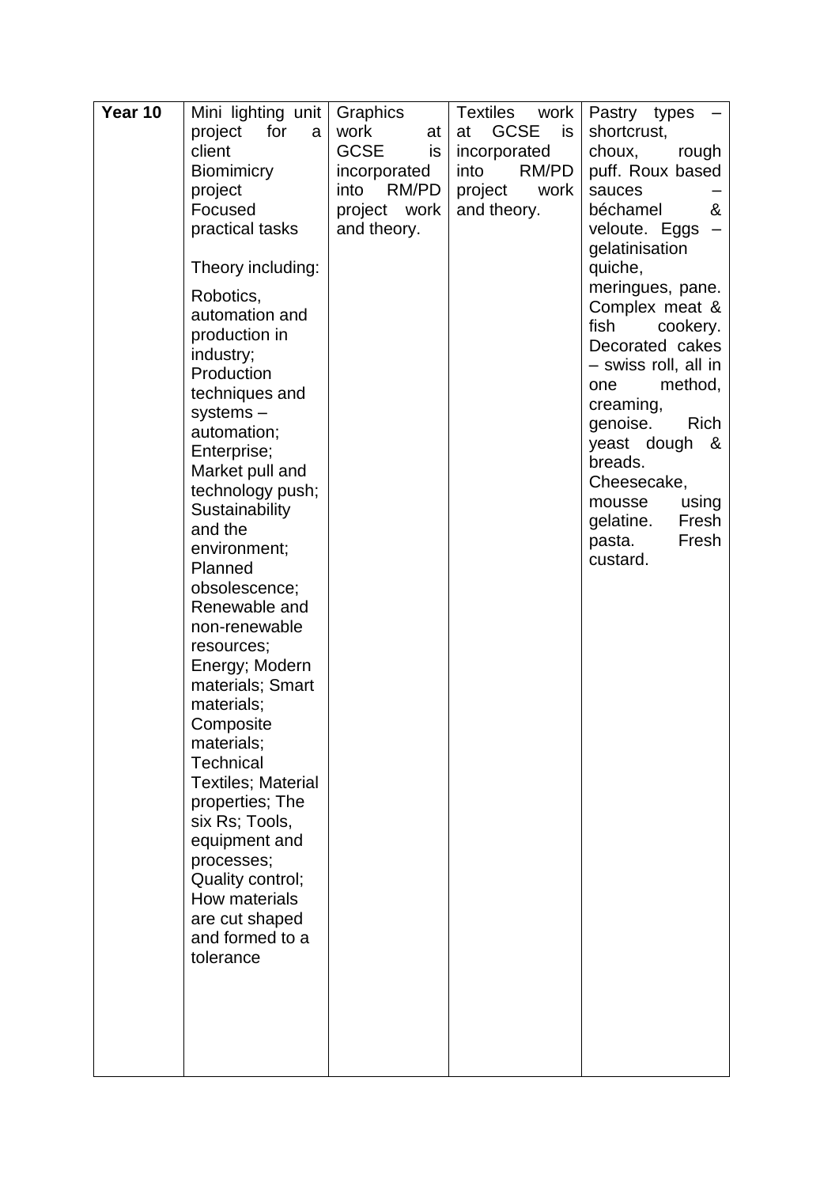| Year 10 | Mini lighting unit project for a client<br>Biomimicry project<br>Focused practical tasks<br><br>Theory including:<br><br>Robotics, automation and production in industry; Production techniques and systems – automation; Enterprise; Market pull and technology push; Sustainability and the environment; Planned obsolescence; Renewable and non-renewable resources; Energy; Modern materials; Smart materials; Composite materials; Technical Textiles; Material properties; The six Rs; Tools, equipment and processes; Quality control; How materials are cut shaped and formed to a tolerance | Graphics work at GCSE is incorporated into RM/PD project work and theory. | Textiles work at GCSE is incorporated into RM/PD project work and theory. | Pastry types – shortcrust, choux, rough puff. Roux based sauces – béchamel & veloute. Eggs – gelatinisation quiche, meringues, pane. Complex meat & fish cookery. Decorated cakes – swiss roll, all in one method, creaming, genoise. Rich yeast dough & breads. Cheesecake, mousse using gelatine. Fresh pasta. Fresh custard. |
|---|---|---|---|---|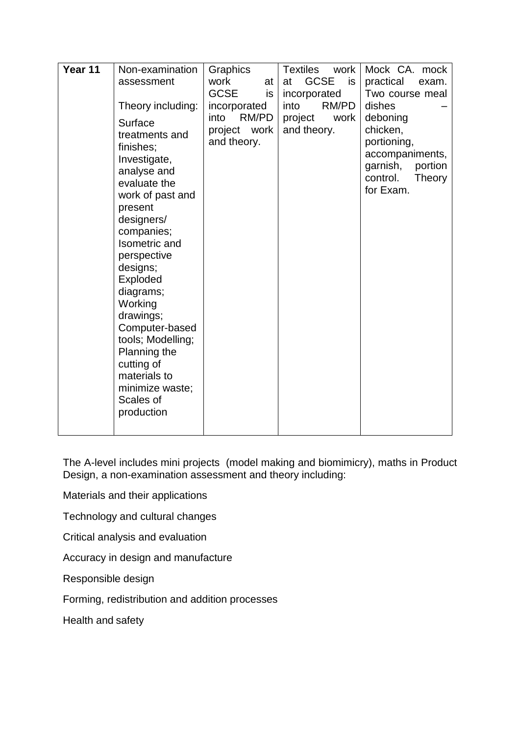| Year 11 | Non-examination assessment<br><br>Theory including:<br>Surface treatments and finishes;<br>Investigate, analyse and evaluate the work of past and present designers/ companies;<br>Isometric and perspective designs;<br>Exploded diagrams;<br>Working drawings;<br>Computer-based tools; Modelling;<br>Planning the cutting of materials to minimize waste;<br>Scales of production | Graphics work at GCSE is incorporated into RM/PD project work and theory. | Textiles work at GCSE is incorporated into RM/PD project work and theory. | Mock CA. mock practical exam. Two course meal dishes – deboning chicken, portioning, accompaniments, garnish, portion control. Theory for Exam. |
|---|---|---|---|---|

The A-level includes mini projects (model making and biomimicry), maths in Product Design, a non-examination assessment and theory including:

Materials and their applications

Technology and cultural changes

Critical analysis and evaluation

Accuracy in design and manufacture

Responsible design

Forming, redistribution and addition processes

Health and safety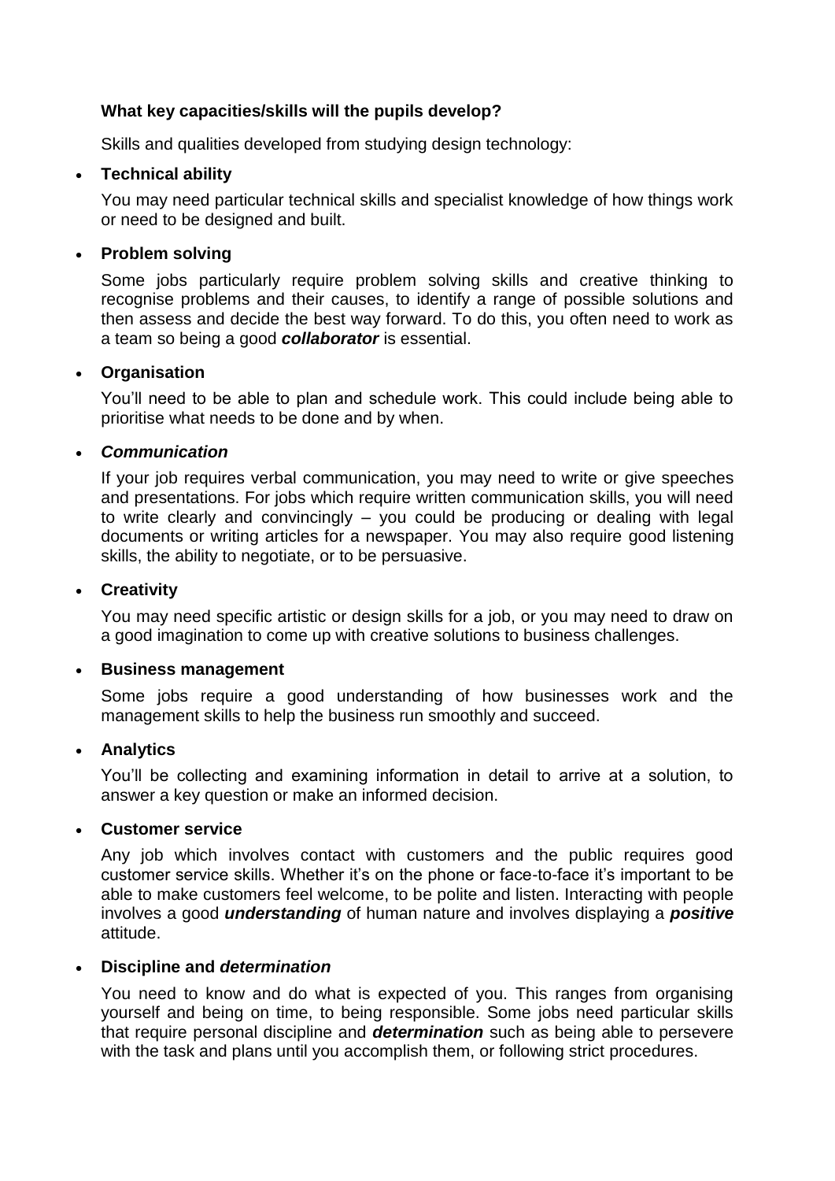**What key capacities/skills will the pupils develop?**

Skills and qualities developed from studying design technology:

- **Technical ability**

  You may need particular technical skills and specialist knowledge of how things work or need to be designed and built.

- **Problem solving**

  Some jobs particularly require problem solving skills and creative thinking to recognise problems and their causes, to identify a range of possible solutions and then assess and decide the best way forward. To do this, you often need to work as a team so being a good ***collaborator*** is essential.

- **Organisation**

  You'll need to be able to plan and schedule work. This could include being able to prioritise what needs to be done and by when.

- ***Communication***

  If your job requires verbal communication, you may need to write or give speeches and presentations. For jobs which require written communication skills, you will need to write clearly and convincingly – you could be producing or dealing with legal documents or writing articles for a newspaper. You may also require good listening skills, the ability to negotiate, or to be persuasive.

- **Creativity**

  You may need specific artistic or design skills for a job, or you may need to draw on a good imagination to come up with creative solutions to business challenges.

- **Business management**

  Some jobs require a good understanding of how businesses work and the management skills to help the business run smoothly and succeed.

- **Analytics**

  You'll be collecting and examining information in detail to arrive at a solution, to answer a key question or make an informed decision.

- **Customer service**

  Any job which involves contact with customers and the public requires good customer service skills. Whether it's on the phone or face-to-face it's important to be able to make customers feel welcome, to be polite and listen. Interacting with people involves a good ***understanding*** of human nature and involves displaying a ***positive*** attitude.

- **Discipline and *determination***

  You need to know and do what is expected of you. This ranges from organising yourself and being on time, to being responsible. Some jobs need particular skills that require personal discipline and ***determination*** such as being able to persevere with the task and plans until you accomplish them, or following strict procedures.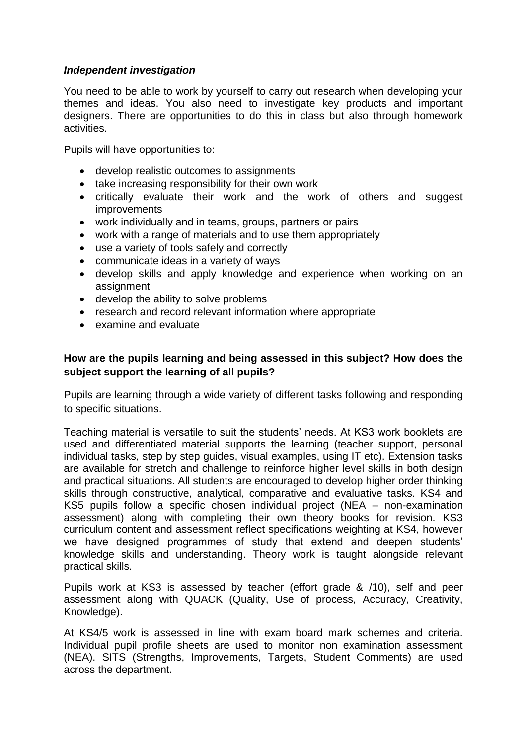***Independent investigation***

You need to be able to work by yourself to carry out research when developing your themes and ideas. You also need to investigate key products and important designers. There are opportunities to do this in class but also through homework activities.

Pupils will have opportunities to:

- develop realistic outcomes to assignments
- take increasing responsibility for their own work
- critically evaluate their work and the work of others and suggest improvements
- work individually and in teams, groups, partners or pairs
- work with a range of materials and to use them appropriately
- use a variety of tools safely and correctly
- communicate ideas in a variety of ways
- develop skills and apply knowledge and experience when working on an assignment
- develop the ability to solve problems
- research and record relevant information where appropriate
- examine and evaluate

**How are the pupils learning and being assessed in this subject? How does the subject support the learning of all pupils?**

Pupils are learning through a wide variety of different tasks following and responding to specific situations.

Teaching material is versatile to suit the students' needs. At KS3 work booklets are used and differentiated material supports the learning (teacher support, personal individual tasks, step by step guides, visual examples, using IT etc). Extension tasks are available for stretch and challenge to reinforce higher level skills in both design and practical situations. All students are encouraged to develop higher order thinking skills through constructive, analytical, comparative and evaluative tasks. KS4 and KS5 pupils follow a specific chosen individual project (NEA – non-examination assessment) along with completing their own theory books for revision. KS3 curriculum content and assessment reflect specifications weighting at KS4, however we have designed programmes of study that extend and deepen students' knowledge skills and understanding. Theory work is taught alongside relevant practical skills.

Pupils work at KS3 is assessed by teacher (effort grade & /10), self and peer assessment along with QUACK (Quality, Use of process, Accuracy, Creativity, Knowledge).

At KS4/5 work is assessed in line with exam board mark schemes and criteria. Individual pupil profile sheets are used to monitor non examination assessment (NEA). SITS (Strengths, Improvements, Targets, Student Comments) are used across the department.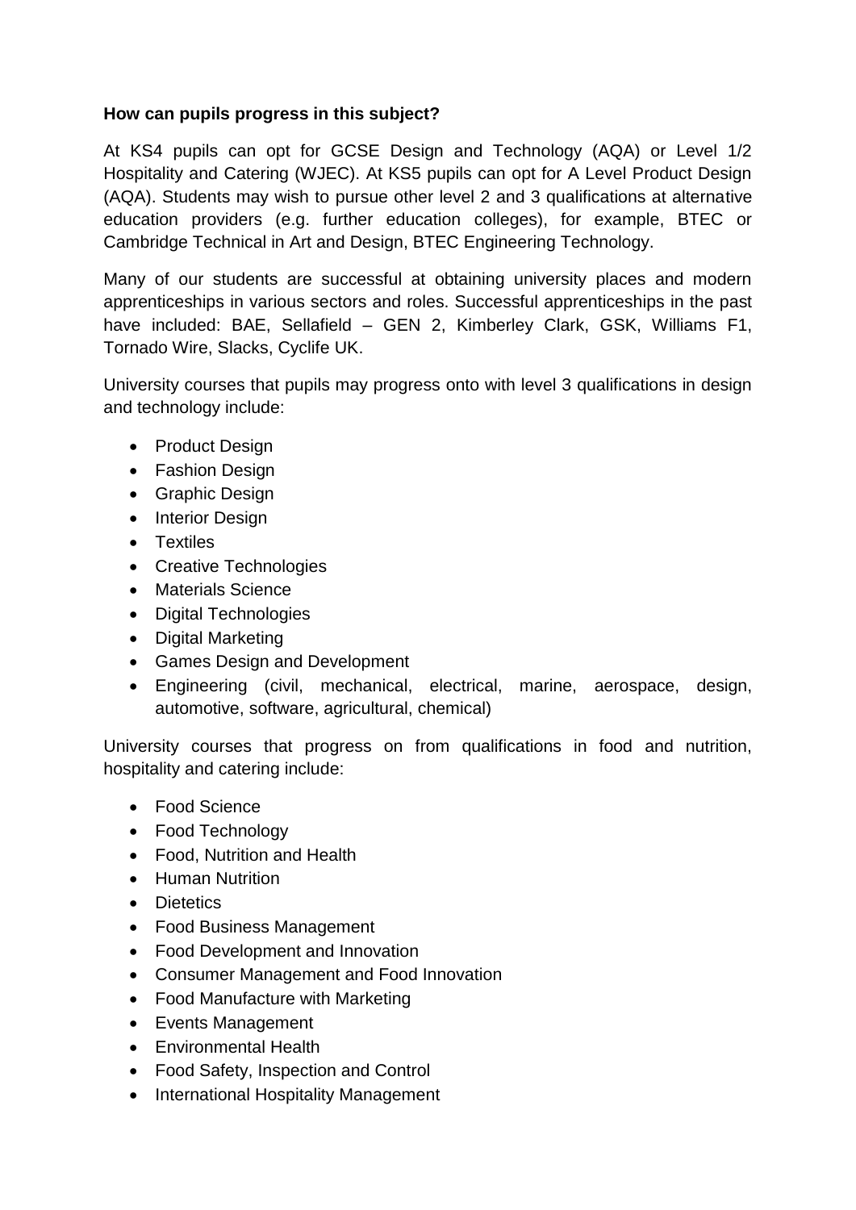**How can pupils progress in this subject?**

At KS4 pupils can opt for GCSE Design and Technology (AQA) or Level 1/2 Hospitality and Catering (WJEC). At KS5 pupils can opt for A Level Product Design (AQA). Students may wish to pursue other level 2 and 3 qualifications at alternative education providers (e.g. further education colleges), for example, BTEC or Cambridge Technical in Art and Design, BTEC Engineering Technology.

Many of our students are successful at obtaining university places and modern apprenticeships in various sectors and roles. Successful apprenticeships in the past have included: BAE, Sellafield – GEN 2, Kimberley Clark, GSK, Williams F1, Tornado Wire, Slacks, Cyclife UK.

University courses that pupils may progress onto with level 3 qualifications in design and technology include:

- Product Design
- Fashion Design
- Graphic Design
- Interior Design
- Textiles
- Creative Technologies
- Materials Science
- Digital Technologies
- Digital Marketing
- Games Design and Development
- Engineering (civil, mechanical, electrical, marine, aerospace, design, automotive, software, agricultural, chemical)

University courses that progress on from qualifications in food and nutrition, hospitality and catering include:

- Food Science
- Food Technology
- Food, Nutrition and Health
- Human Nutrition
- Dietetics
- Food Business Management
- Food Development and Innovation
- Consumer Management and Food Innovation
- Food Manufacture with Marketing
- Events Management
- Environmental Health
- Food Safety, Inspection and Control
- International Hospitality Management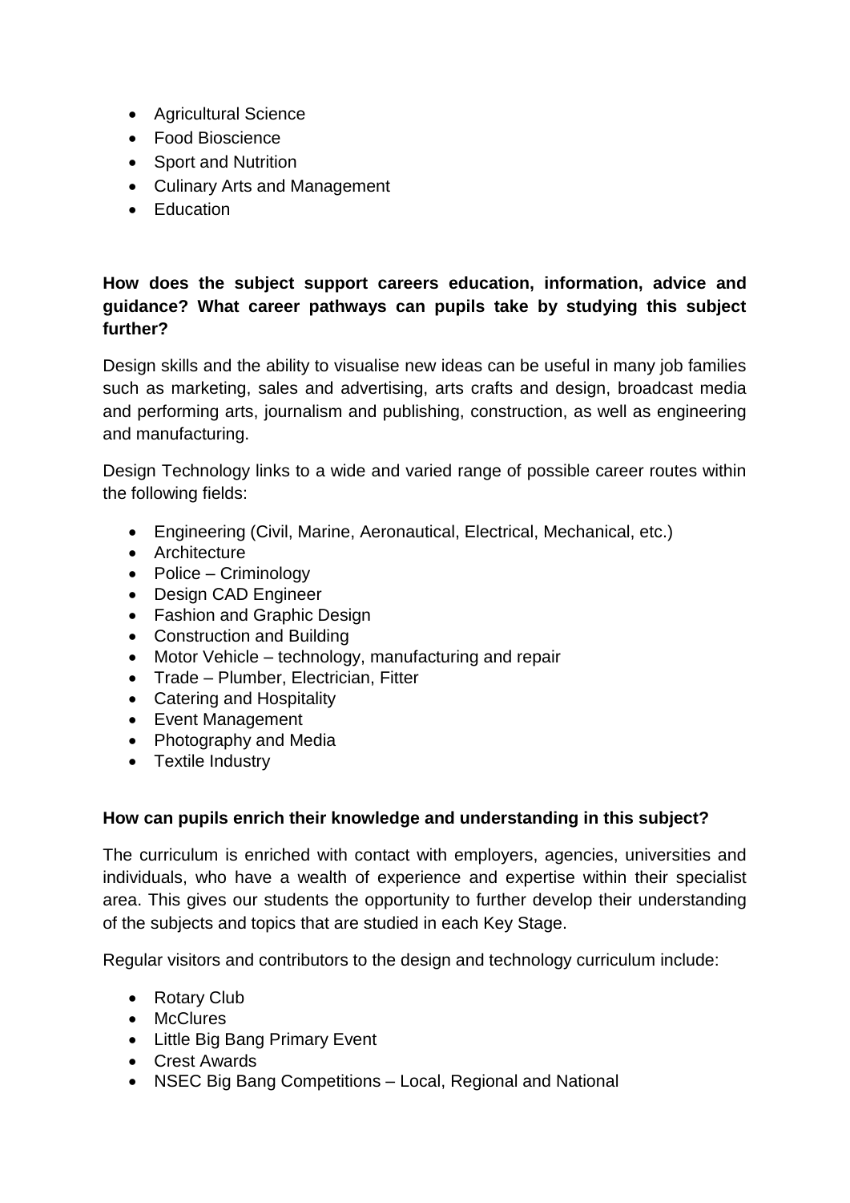- Agricultural Science
- Food Bioscience
- Sport and Nutrition
- Culinary Arts and Management
- Education

**How does the subject support careers education, information, advice and guidance? What career pathways can pupils take by studying this subject further?**

Design skills and the ability to visualise new ideas can be useful in many job families such as marketing, sales and advertising, arts crafts and design, broadcast media and performing arts, journalism and publishing, construction, as well as engineering and manufacturing.

Design Technology links to a wide and varied range of possible career routes within the following fields:

- Engineering (Civil, Marine, Aeronautical, Electrical, Mechanical, etc.)
- Architecture
- Police – Criminology
- Design CAD Engineer
- Fashion and Graphic Design
- Construction and Building
- Motor Vehicle – technology, manufacturing and repair
- Trade – Plumber, Electrician, Fitter
- Catering and Hospitality
- Event Management
- Photography and Media
- Textile Industry

**How can pupils enrich their knowledge and understanding in this subject?**

The curriculum is enriched with contact with employers, agencies, universities and individuals, who have a wealth of experience and expertise within their specialist area. This gives our students the opportunity to further develop their understanding of the subjects and topics that are studied in each Key Stage.

Regular visitors and contributors to the design and technology curriculum include:

- Rotary Club
- McClures
- Little Big Bang Primary Event
- Crest Awards
- NSEC Big Bang Competitions – Local, Regional and National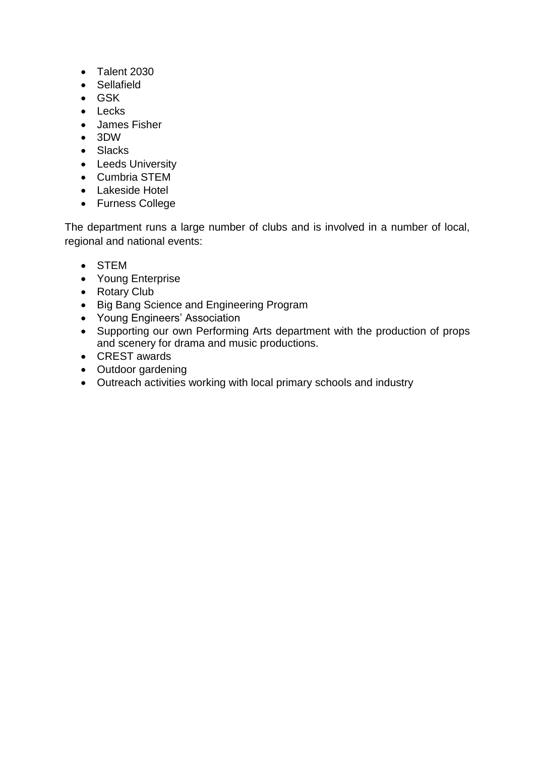- Talent 2030
- Sellafield
- GSK
- Lecks
- James Fisher
- 3DW
- Slacks
- Leeds University
- Cumbria STEM
- Lakeside Hotel
- Furness College

The department runs a large number of clubs and is involved in a number of local, regional and national events:

- STEM
- Young Enterprise
- Rotary Club
- Big Bang Science and Engineering Program
- Young Engineers' Association
- Supporting our own Performing Arts department with the production of props and scenery for drama and music productions.
- CREST awards
- Outdoor gardening
- Outreach activities working with local primary schools and industry